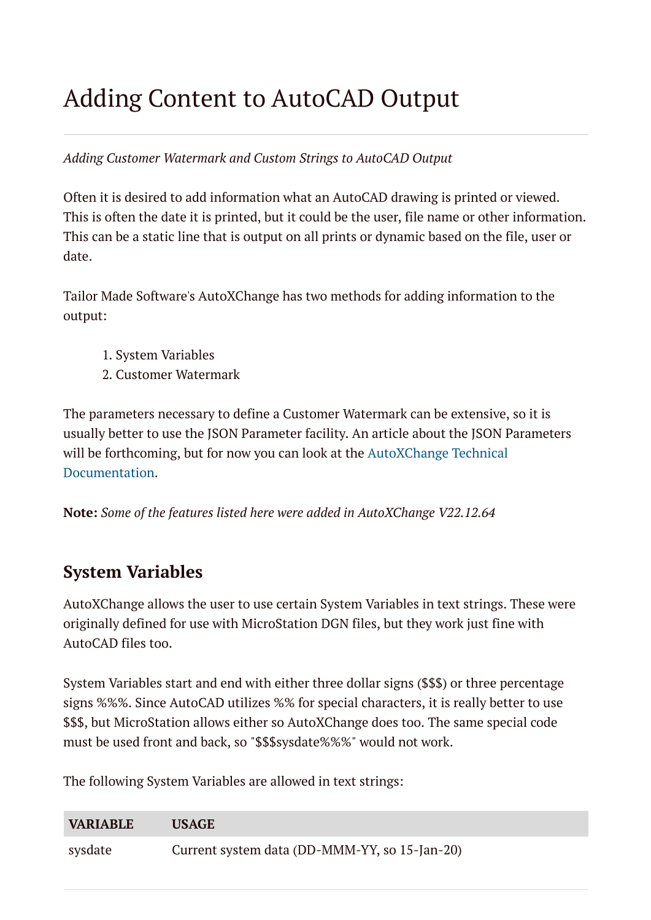# Adding Content to AutoCAD Output

*Adding Customer Watermark and Custom Strings to AutoCAD Output*

Often it is desired to add information what an AutoCAD drawing is printed or viewed. This is often the date it is printed, but it could be the user, file name or other information. This can be a static line that is output on all prints or dynamic based on the file, user or date.

Tailor Made Software's AutoXChange has two methods for adding information to the output:

1. System Variables
2. Customer Watermark

The parameters necessary to define a Customer Watermark can be extensive, so it is usually better to use the JSON Parameter facility. An article about the JSON Parameters will be forthcoming, but for now you can look at the AutoXChange Technical Documentation.

**Note:** *Some of the features listed here were added in AutoXChange V22.12.64*

## System Variables

AutoXChange allows the user to use certain System Variables in text strings. These were originally defined for use with MicroStation DGN files, but they work just fine with AutoCAD files too.

System Variables start and end with either three dollar signs ($$$) or three percentage signs %%%. Since AutoCAD utilizes %% for special characters, it is really better to use $$$, but MicroStation allows either so AutoXChange does too. The same special code must be used front and back, so "$$$sysdate%%%" would not work.

The following System Variables are allowed in text strings:

| VARIABLE | USAGE |
| --- | --- |
| sysdate | Current system data (DD-MMM-YY, so 15-Jan-20) |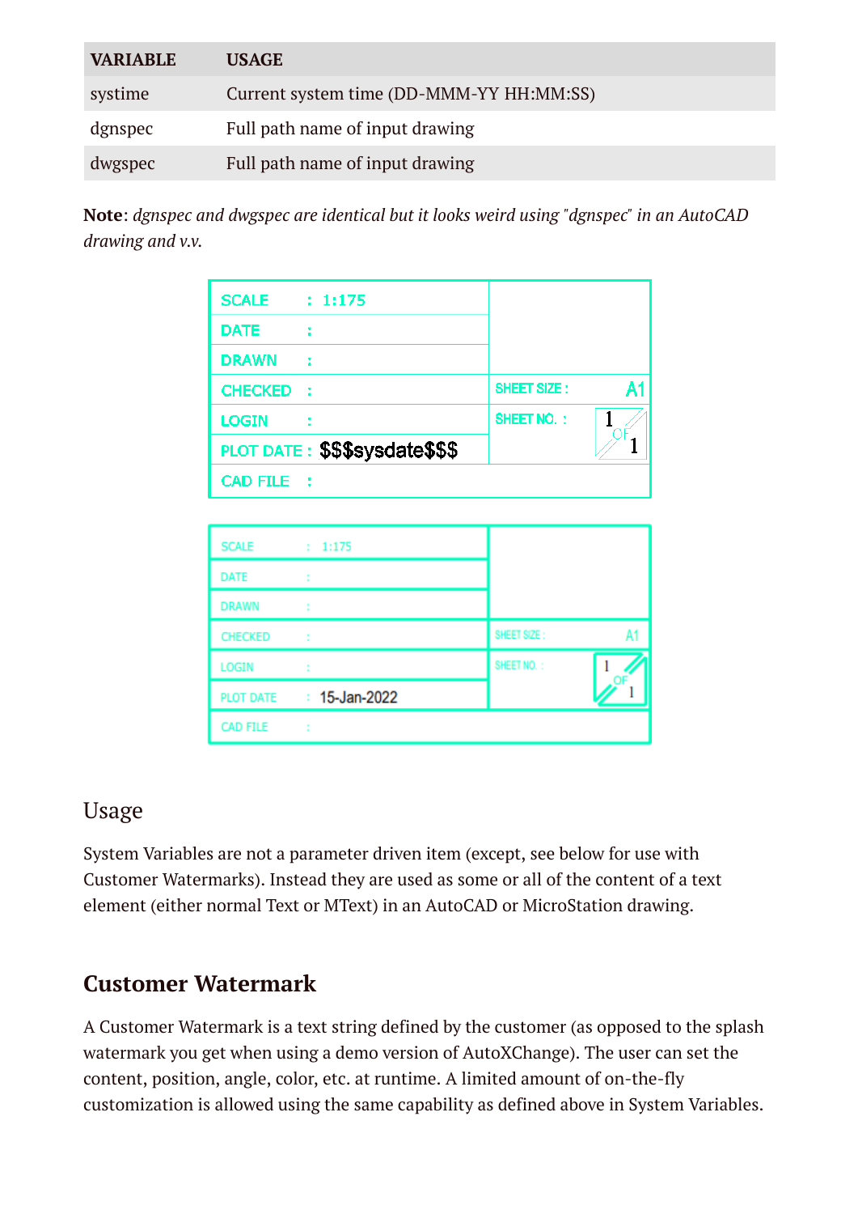| VARIABLE | USAGE |
| --- | --- |
| systime | Current system time (DD-MMM-YY HH:MM:SS) |
| dgnspec | Full path name of input drawing |
| dwgspec | Full path name of input drawing |

**Note**: *dgnspec and dwgspec are identical but it looks weird using "dgnspec" in an AutoCAD drawing and v.v.*

| SCALE : 1:175 | |
| --- | --- |
| DATE : | |
| DRAWN : | |
| CHECKED : | SHEET SIZE : A1 |
| LOGIN : | SHEET NO. : 1 OF 1 |
| PLOT DATE : $$$sysdate$$$ | |
| CAD FILE : | |

| SCALE : 1:175 | |
| --- | --- |
| DATE : | |
| DRAWN : | |
| CHECKED : | SHEET SIZE : A1 |
| LOGIN : | SHEET NO. : 1 OF 1 |
| PLOT DATE : 15-Jan-2022 | |
| CAD FILE : | |

## Usage

System Variables are not a parameter driven item (except, see below for use with Customer Watermarks). Instead they are used as some or all of the content of a text element (either normal Text or MText) in an AutoCAD or MicroStation drawing.

## **Customer Watermark**

A Customer Watermark is a text string defined by the customer (as opposed to the splash watermark you get when using a demo version of AutoXChange). The user can set the content, position, angle, color, etc. at runtime. A limited amount of on-the-fly customization is allowed using the same capability as defined above in System Variables.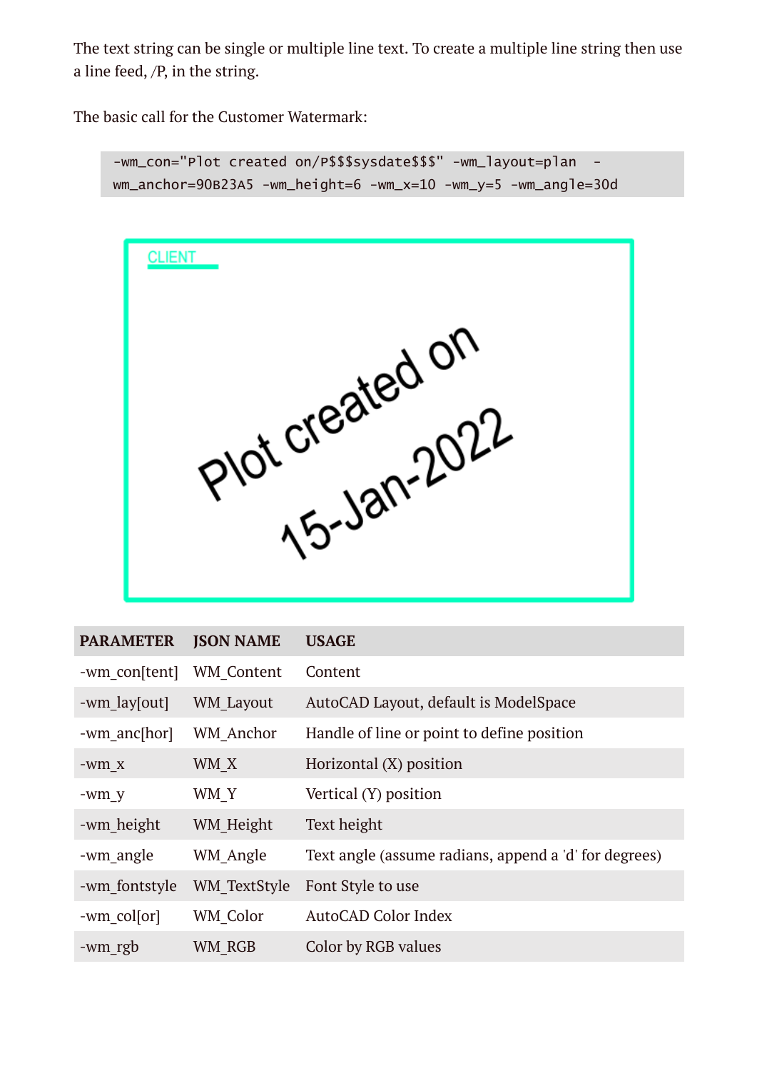The text string can be single or multiple line text. To create a multiple line string then use a line feed, /P, in the string.

The basic call for the Customer Watermark:

```
-wm_con="Plot created on/P$$$sysdate$$$" -wm_layout=plan  -
wm_anchor=90B23A5 -wm_height=6 -wm_x=10 -wm_y=5 -wm_angle=30d
```

| PARAMETER | JSON NAME | USAGE |
|---|---|---|
| -wm_con[tent] | WM_Content | Content |
| -wm_lay[out] | WM_Layout | AutoCAD Layout, default is ModelSpace |
| -wm_anc[hor] | WM_Anchor | Handle of line or point to define position |
| -wm_x | WM_X | Horizontal (X) position |
| -wm_y | WM_Y | Vertical (Y) position |
| -wm_height | WM_Height | Text height |
| -wm_angle | WM_Angle | Text angle (assume radians, append a 'd' for degrees) |
| -wm_fontstyle | WM_TextStyle | Font Style to use |
| -wm_col[or] | WM_Color | AutoCAD Color Index |
| -wm_rgb | WM_RGB | Color by RGB values |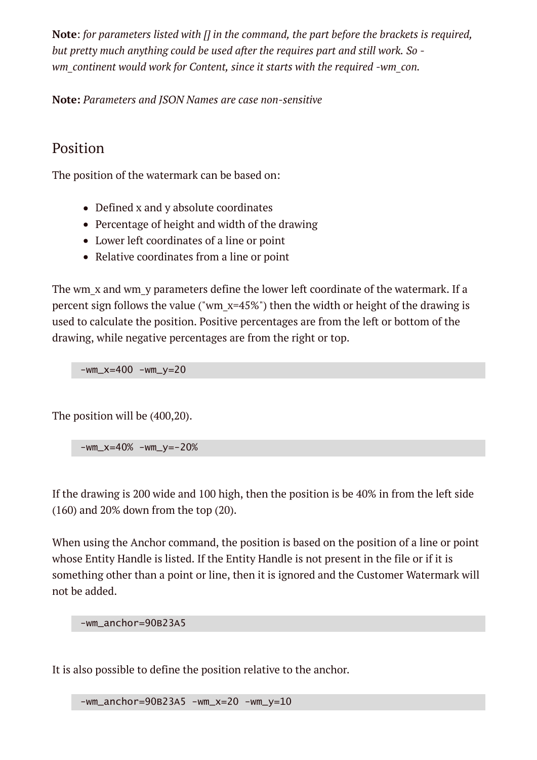**Note**: *for parameters listed with [] in the command, the part before the brackets is required, but pretty much anything could be used after the requires part and still work. So -wm_continent would work for Content, since it starts with the required -wm_con.*

**Note:** *Parameters and JSON Names are case non-sensitive*

## Position

The position of the watermark can be based on:

- Defined x and y absolute coordinates
- Percentage of height and width of the drawing
- Lower left coordinates of a line or point
- Relative coordinates from a line or point

The wm_x and wm_y parameters define the lower left coordinate of the watermark. If a percent sign follows the value ("wm_x=45%") then the width or height of the drawing is used to calculate the position. Positive percentages are from the left or bottom of the drawing, while negative percentages are from the right or top.

```
-wm_x=400 -wm_y=20
```

The position will be (400,20).

```
-wm_x=40% -wm_y=-20%
```

If the drawing is 200 wide and 100 high, then the position is be 40% in from the left side (160) and 20% down from the top (20).

When using the Anchor command, the position is based on the position of a line or point whose Entity Handle is listed. If the Entity Handle is not present in the file or if it is something other than a point or line, then it is ignored and the Customer Watermark will not be added.

```
-wm_anchor=90B23A5
```

It is also possible to define the position relative to the anchor.

```
-wm_anchor=90B23A5 -wm_x=20 -wm_y=10
```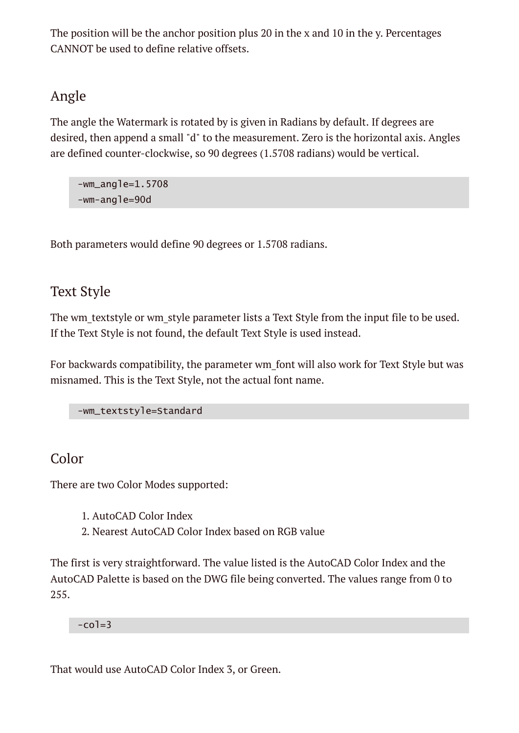The position will be the anchor position plus 20 in the x and 10 in the y. Percentages CANNOT be used to define relative offsets.

## Angle

The angle the Watermark is rotated by is given in Radians by default. If degrees are desired, then append a small "d" to the measurement. Zero is the horizontal axis. Angles are defined counter-clockwise, so 90 degrees (1.5708 radians) would be vertical.

```
-wm_angle=1.5708
-wm-angle=90d
```

Both parameters would define 90 degrees or 1.5708 radians.

## Text Style

The wm_textstyle or wm_style parameter lists a Text Style from the input file to be used. If the Text Style is not found, the default Text Style is used instead.

For backwards compatibility, the parameter wm_font will also work for Text Style but was misnamed. This is the Text Style, not the actual font name.

```
-wm_textstyle=Standard
```

## Color

There are two Color Modes supported:

1. AutoCAD Color Index
2. Nearest AutoCAD Color Index based on RGB value

The first is very straightforward. The value listed is the AutoCAD Color Index and the AutoCAD Palette is based on the DWG file being converted. The values range from 0 to 255.

```
-col=3
```

That would use AutoCAD Color Index 3, or Green.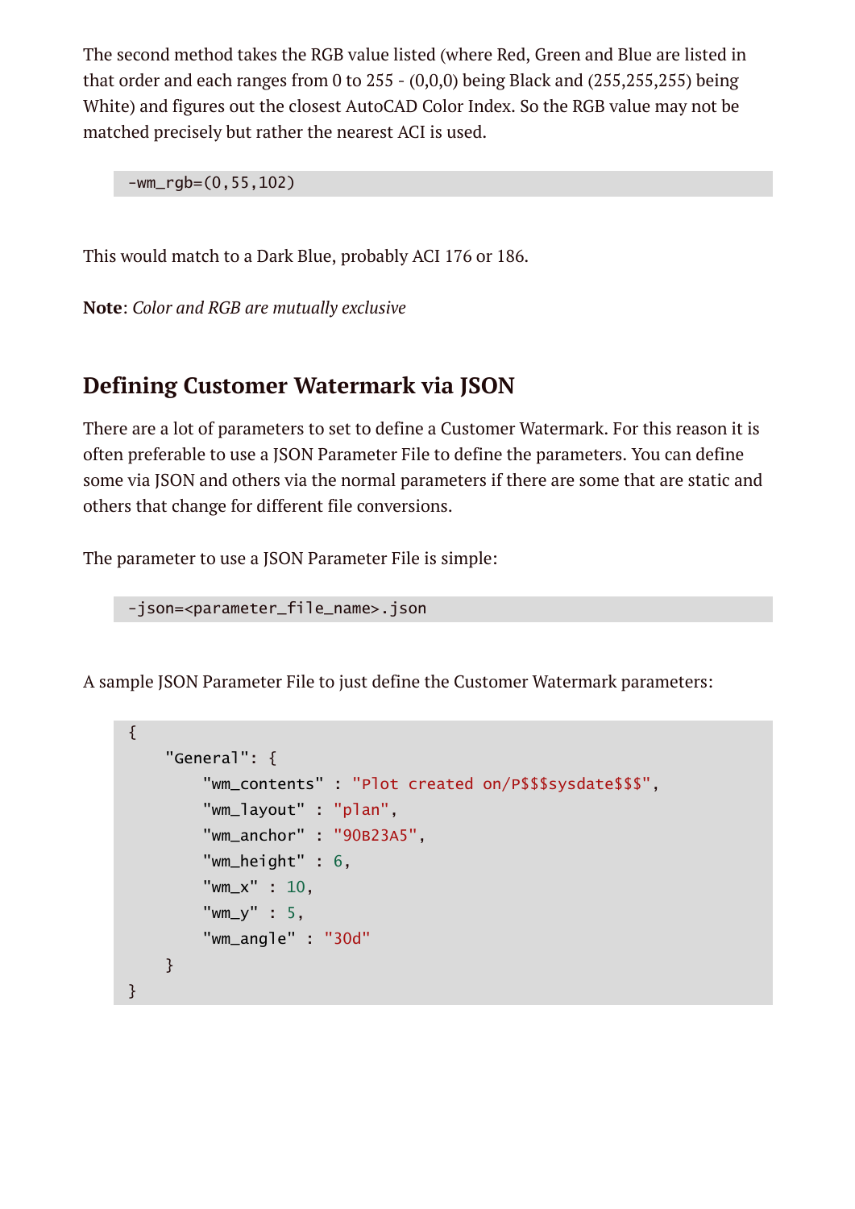The second method takes the RGB value listed (where Red, Green and Blue are listed in that order and each ranges from 0 to 255 - (0,0,0) being Black and (255,255,255) being White) and figures out the closest AutoCAD Color Index. So the RGB value may not be matched precisely but rather the nearest ACI is used.

```
-wm_rgb=(0,55,102)
```

This would match to a Dark Blue, probably ACI 176 or 186.

**Note**: *Color and RGB are mutually exclusive*

## Defining Customer Watermark via JSON

There are a lot of parameters to set to define a Customer Watermark. For this reason it is often preferable to use a JSON Parameter File to define the parameters. You can define some via JSON and others via the normal parameters if there are some that are static and others that change for different file conversions.

The parameter to use a JSON Parameter File is simple:

```
-json=<parameter_file_name>.json
```

A sample JSON Parameter File to just define the Customer Watermark parameters:

```
{
    "General": {
        "wm_contents" : "Plot created on/P$$$sysdate$$$",
        "wm_layout" : "plan",
        "wm_anchor" : "90B23A5",
        "wm_height" : 6,
        "wm_x" : 10,
        "wm_y" : 5,
        "wm_angle" : "30d"
    }
}
```